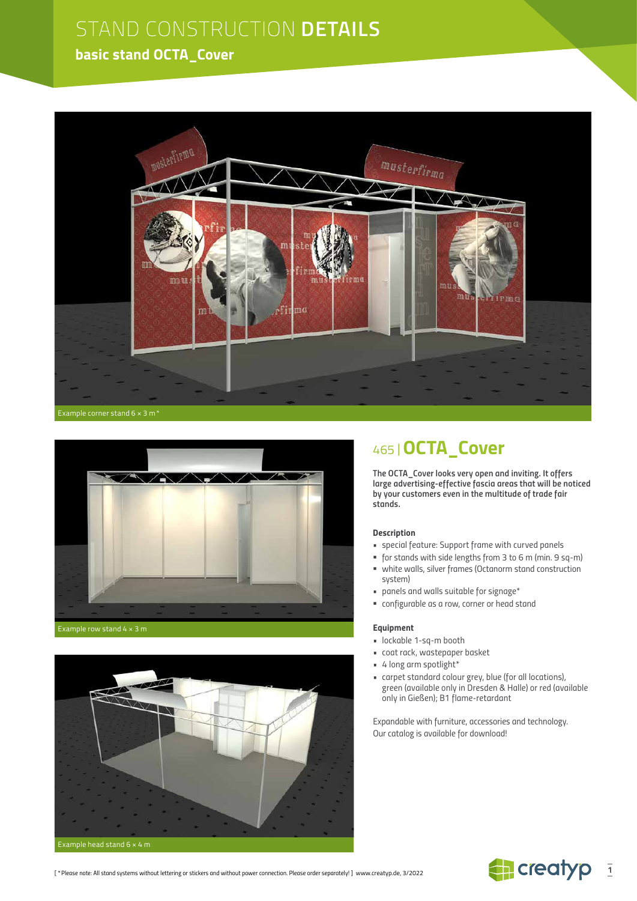# STAND CONSTRUCTION DETAILS

## basic stand OCTA_Cover

Example corner stand 6 × 3 m*

Example row stand 4 × 3 m

Example head stand 6 × 4 m

## 465 | OCTA_Cover

**The OCTA_Cover looks very open and inviting. It offers large advertising-effective fascia areas that will be noticed by your customers even in the multitude of trade fair stands.**

### Description

- special feature: Support frame with curved panels
- for stands with side lengths from 3 to 6 m (min. 9 sq-m)
- white walls, silver frames (Octanorm stand construction system)
- panels and walls suitable for signage*
- configurable as a row, corner or head stand

### Equipment

- lockable 1-sq-m booth
- coat rack, wastepaper basket
- 4 long arm spotlight*
- carpet standard colour grey, blue (for all locations), green (available only in Dresden & Halle) or red (available only in Gießen); B1 flame-retardant

Expandable with furniture, accessories and technology. Our catalog is available for download!

[ *Please note: All stand systems without lettering or stickers and without power connection. Please order separately! ] www.creatyp.de, 3/2022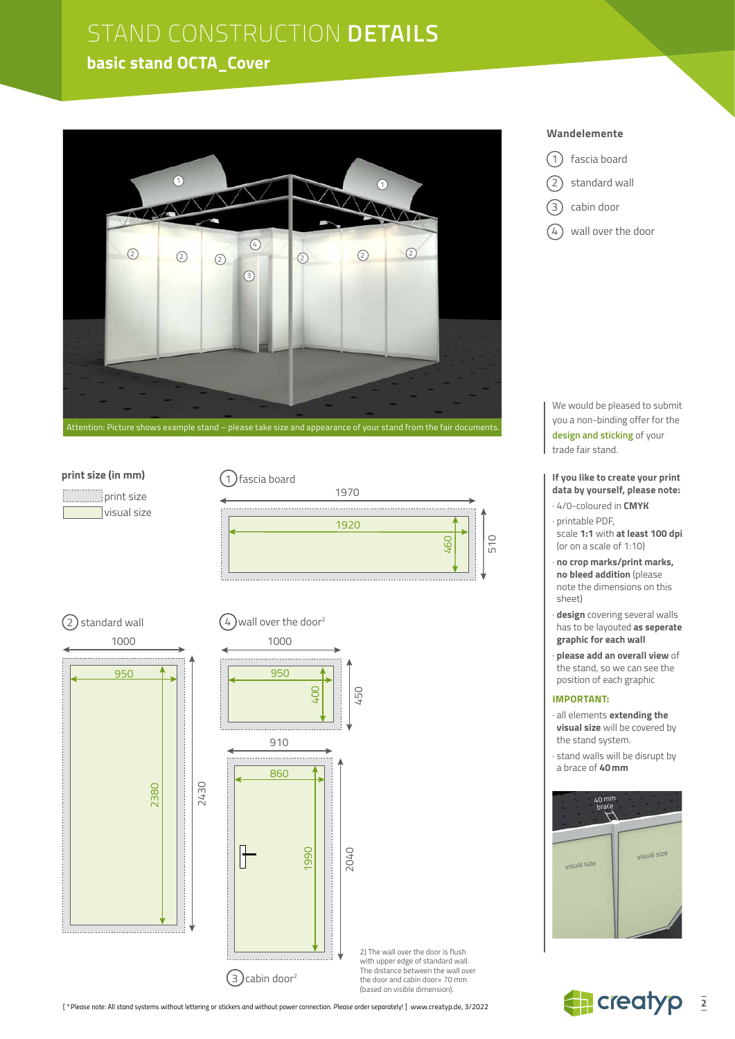# STAND CONSTRUCTION **DETAILS**

## basic stand OCTA_Cover

Attention: Picture shows example stand – please take size and appearance of your stand from the fair documents.

### Wandelemente

1. fascia board
2. standard wall
3. cabin door
4. wall over the door

**print size (in mm)**

- print size
- visual size

1 fascia board: 1970 / 1920 / 460 / 510

2 standard wall: 1000 / 950 / 2380 / 2430

4 wall over the door[2]: 1000 / 950 / 400 / 450

3 cabin door[2]: 910 / 860 / 1990 / 2040

2) The wall over the door is flush with upper edge of standard wall. The distance between the wall over the door and cabin door= 70 mm (based on visible dimension).

We would be pleased to submit you a non-binding offer for the **design and sticking** of your trade fair stand.

**If you like to create your print data by yourself, please note:**

- 4/0-coloured in **CMYK**
- printable PDF, scale **1:1** with **at least 100 dpi** (or on a scale of 1:10)
- **no crop marks/print marks, no bleed addition** (please note the dimensions on this sheet)
- **design** covering several walls has to be layouted **as seperate graphic for each wall**
- **please add an overall view** of the stand, so we can see the position of each graphic

**IMPORTANT:**

- all elements **extending the visual size** will be covered by the stand system.
- stand walls will be disrupt by a brace of **40 mm**

40 mm brace — visual size — visual size

[ * Please note: All stand systems without lettering or stickers and without power connection. Please order separately! ] www.creatyp.de, 3/2022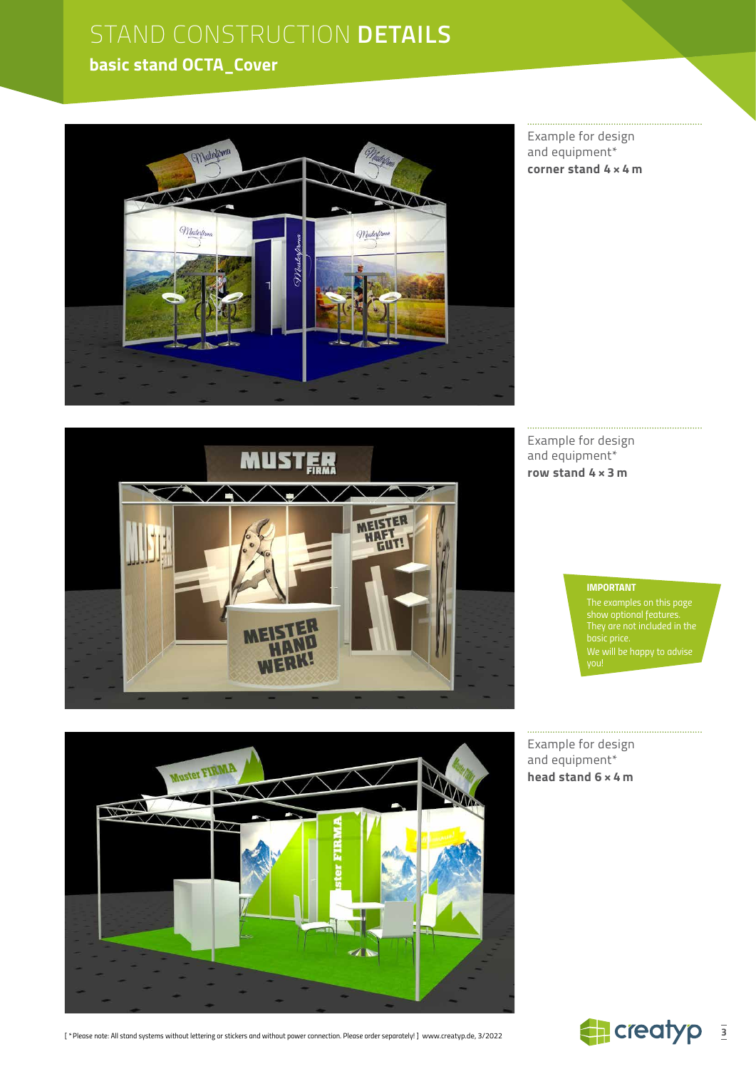# STAND CONSTRUCTION **DETAILS**

## basic stand OCTA_Cover

Example for design and equipment*
**corner stand 4 × 4 m**

Example for design and equipment*
**row stand 4 × 3 m**

**IMPORTANT**
The examples on this page show optional features. They are not included in the basic price.
We will be happy to advise you!

Example for design and equipment*
**head stand 6 × 4 m**

[ *Please note: All stand systems without lettering or stickers and without power connection. Please order separately! ] www.creatyp.de, 3/2022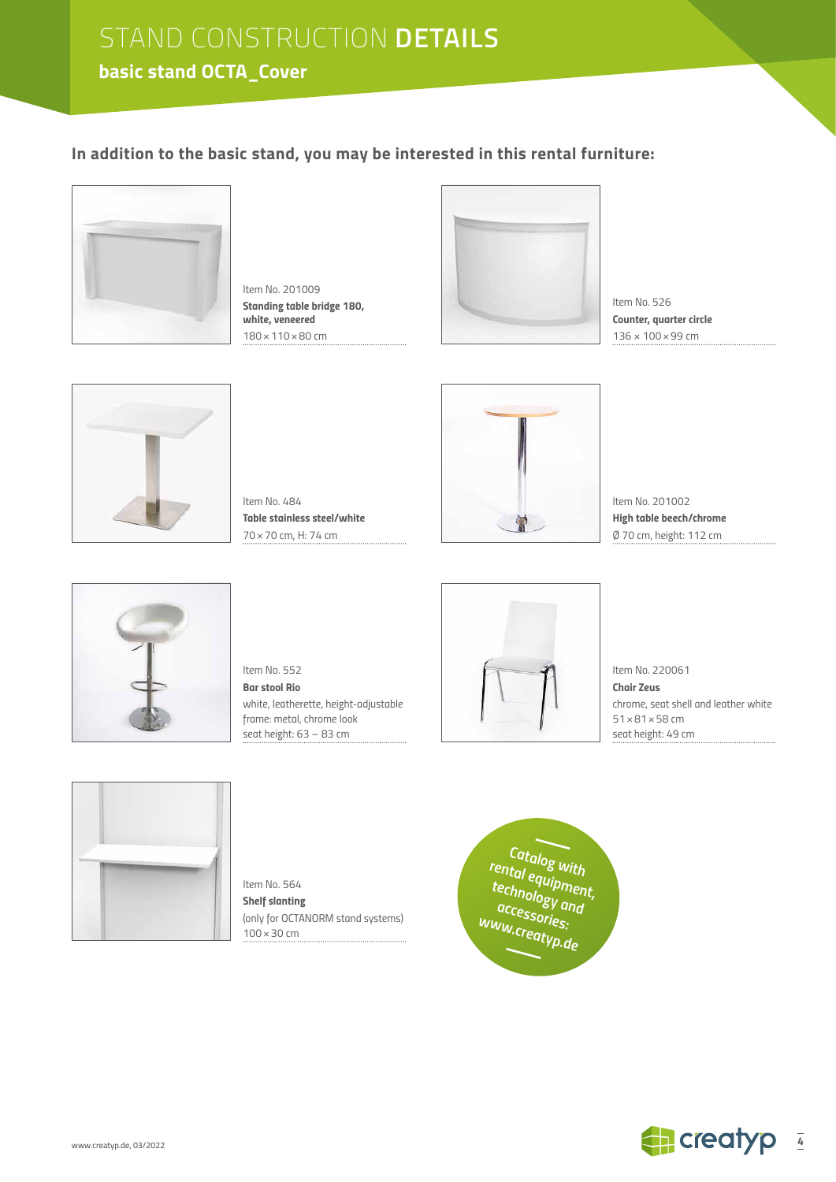# STAND CONSTRUCTION **DETAILS**

## basic stand OCTA_Cover

### In addition to the basic stand, you may be interested in this rental furniture:

Item No. 201009
**Standing table bridge 180, white, veneered**
180 × 110 × 80 cm

Item No. 526
**Counter, quarter circle**
136 × 100 × 99 cm

Item No. 484
**Table stainless steel/white**
70 × 70 cm, H: 74 cm

Item No. 201002
**High table beech/chrome**
Ø 70 cm, height: 112 cm

Item No. 552
**Bar stool Rio**
white, leatherette, height-adjustable
frame: metal, chrome look
seat height: 63 – 83 cm

Item No. 220061
**Chair Zeus**
chrome, seat shell and leather white
51 × 81 × 58 cm
seat height: 49 cm

Item No. 564
**Shelf slanting**
(only for OCTANORM stand systems)
100 × 30 cm

Catalog with rental equipment, technology and accessories: www.creatyp.de

www.creatyp.de, 03/2022